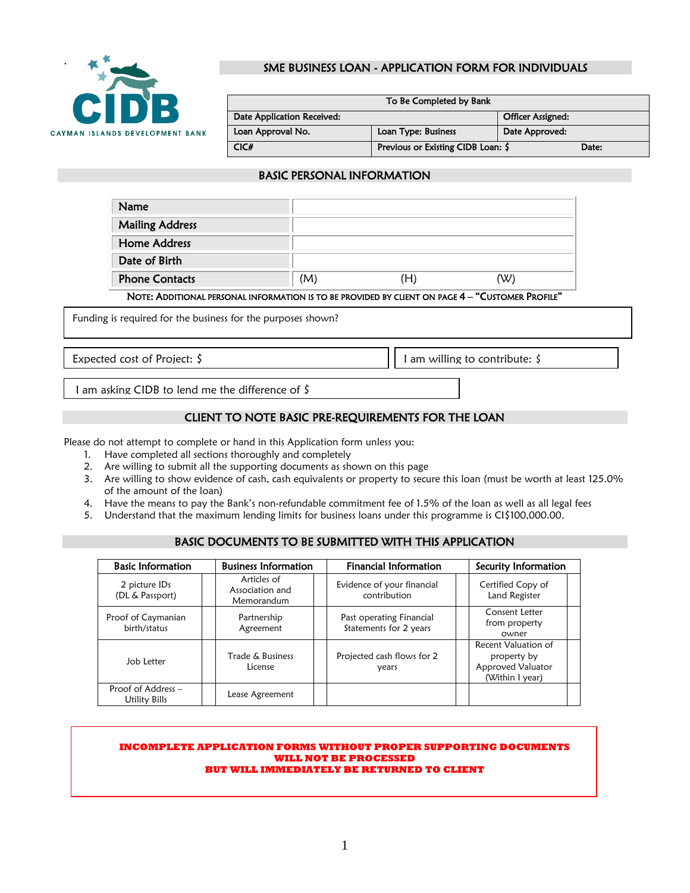CIDB

CAYMAN ISLANDS DEVELOPMENT BANK

## SME BUSINESS LOAN - APPLICATION FORM FOR INDIVIDUALS

| To Be Completed by Bank | | |
|---|---|---|
| Date Application Received: | | Officer Assigned: |
| Loan Approval No. | Loan Type: Business | Date Approved: |
| CIC# | Previous or Existing CIDB Loan: $ | Date: |

## BASIC PERSONAL INFORMATION

| | | | |
|---|---|---|---|
| Name | | | |
| Mailing Address | | | |
| Home Address | | | |
| Date of Birth | | | |
| Phone Contacts | (M) | (H) | (W) |

NOTE: ADDITIONAL PERSONAL INFORMATION IS TO BE PROVIDED BY CLIENT ON PAGE 4 – "CUSTOMER PROFILE"

Funding is required for the business for the purposes shown?

Expected cost of Project: $

I am willing to contribute: $

I am asking CIDB to lend me the difference of $

## CLIENT TO NOTE BASIC PRE-REQUIREMENTS FOR THE LOAN

Please do not attempt to complete or hand in this Application form unless you:

1. Have completed all sections thoroughly and completely
2. Are willing to submit all the supporting documents as shown on this page
3. Are willing to show evidence of cash, cash equivalents or property to secure this loan (must be worth at least 125.0% of the amount of the loan)
4. Have the means to pay the Bank's non-refundable commitment fee of 1.5% of the loan as well as all legal fees
5. Understand that the maximum lending limits for business loans under this programme is CI$100,000.00.

## BASIC DOCUMENTS TO BE SUBMITTED WITH THIS APPLICATION

| Basic Information | | Business Information | | Financial Information | | Security Information | |
|---|---|---|---|---|---|---|---|
| 2 picture IDs (DL & Passport) | | Articles of Association and Memorandum | | Evidence of your financial contribution | | Certified Copy of Land Register | |
| Proof of Caymanian birth/status | | Partnership Agreement | | Past operating Financial Statements for 2 years | | Consent Letter from property owner | |
| Job Letter | | Trade & Business License | | Projected cash flows for 2 years | | Recent Valuation of property by Approved Valuator (Within I year) | |
| Proof of Address – Utility Bills | | Lease Agreement | | | | | |

**INCOMPLETE APPLICATION FORMS WITHOUT PROPER SUPPORTING DOCUMENTS WILL NOT BE PROCESSED BUT WILL IMMEDIATELY BE RETURNED TO CLIENT**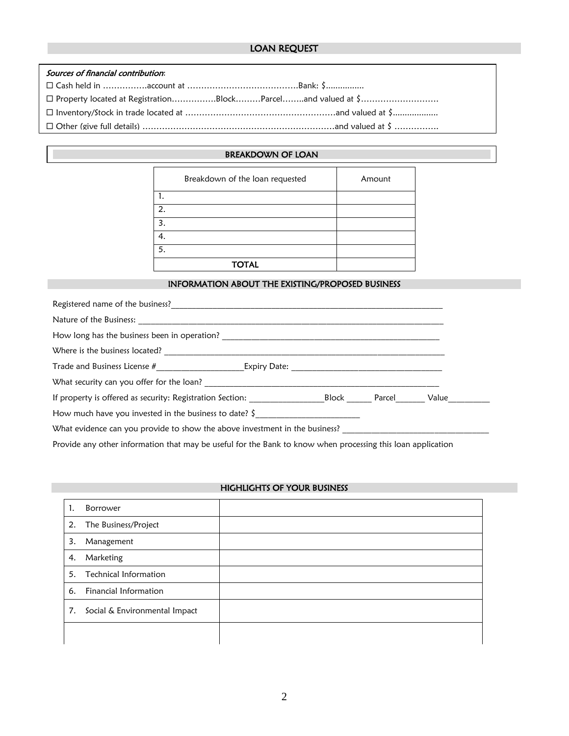## LOAN REQUEST

*Sources of financial contribution*:

☐ Cash held in …………….account at ………………………………….Bank: $................

☐ Property located at Registration…………….Block………Parcel……..and valued at $………………………

☐ Inventory/Stock in trade located at ………………………………………………and valued at $..................

☐ Other (give full details) ……………………………………………………………and valued at $ …………….

## BREAKDOWN OF LOAN

| Breakdown of the loan requested | Amount |
|---|---|
| 1. | |
| 2. | |
| 3. | |
| 4. | |
| 5. | |
| **TOTAL** | |

## INFORMATION ABOUT THE EXISTING/PROPOSED BUSINESS

Registered name of the business?_______________________________________________________________

Nature of the Business: ____________________________________________________________________

How long has the business been in operation? _________________________________________________

Where is the business located? ______________________________________________________________

Trade and Business License #____________________Expiry Date: ___________________________________

What security can you offer for the loan? _____________________________________________________

If property is offered as security: Registration Section: _________________Block ______ Parcel_______ Value_________

How much have you invested in the business to date? $________________________

What evidence can you provide to show the above investment in the business? __________________________________

Provide any other information that may be useful for the Bank to know when processing this loan application

## HIGHLIGHTS OF YOUR BUSINESS

| | |
|---|---|
| 1. Borrower | |
| 2. The Business/Project | |
| 3. Management | |
| 4. Marketing | |
| 5. Technical Information | |
| 6. Financial Information | |
| 7. Social & Environmental Impact | |
| | |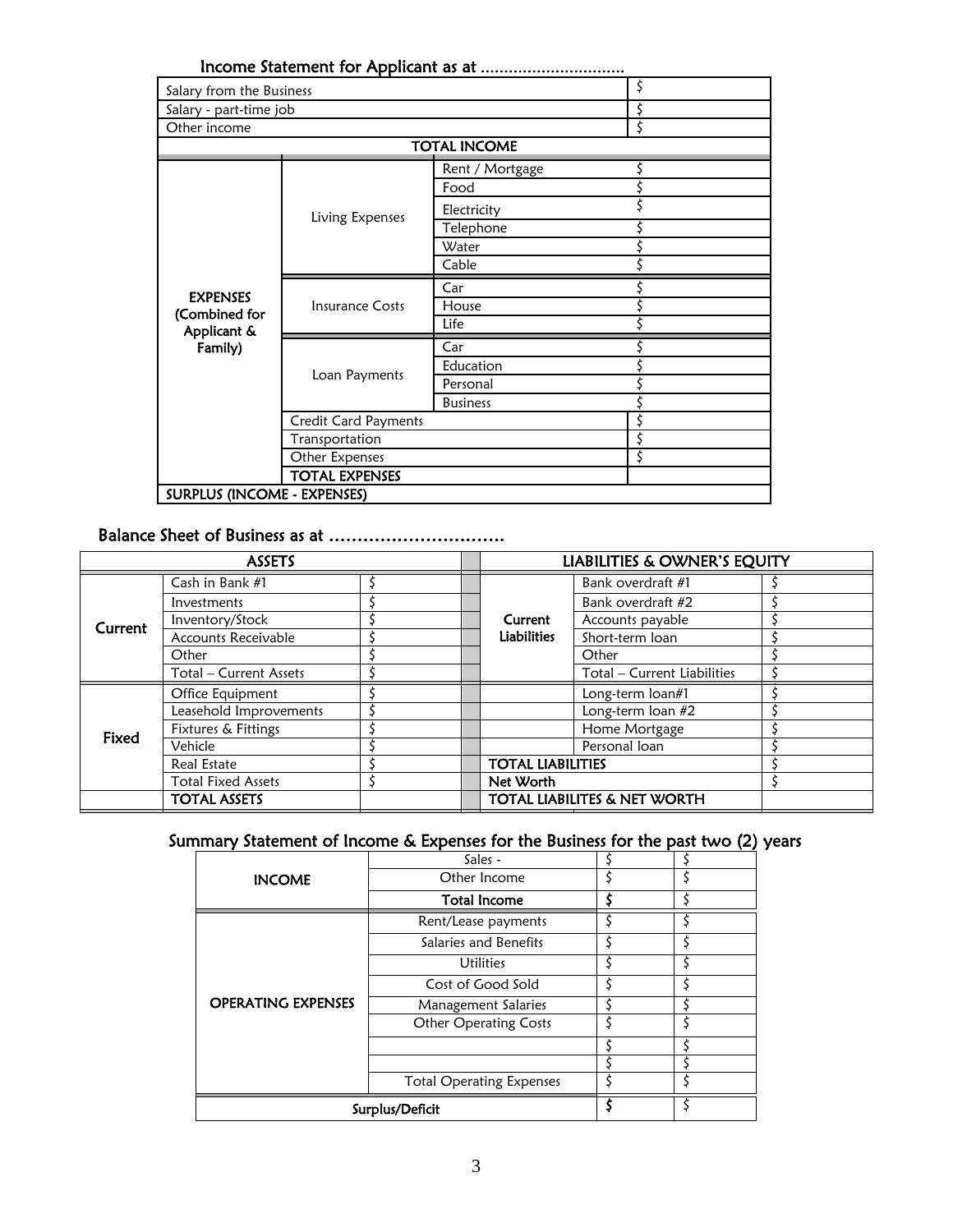## Income Statement for Applicant as at ..............................

| | | | |
|---|---|---|---|
| Salary from the Business | | | $ |
| Salary - part-time job | | | $ |
| Other income | | | $ |
| TOTAL INCOME | | | |
| EXPENSES (Combined for Applicant & Family) | Living Expenses | Rent / Mortgage | $ |
| | | Food | $ |
| | | Electricity | $ |
| | | Telephone | $ |
| | | Water | $ |
| | | Cable | $ |
| | Insurance Costs | Car | $ |
| | | House | $ |
| | | Life | $ |
| | Loan Payments | Car | $ |
| | | Education | $ |
| | | Personal | $ |
| | | Business | $ |
| | Credit Card Payments | | $ |
| | Transportation | | $ |
| | Other Expenses | | $ |
| | TOTAL EXPENSES | | |
| SURPLUS (INCOME - EXPENSES) | | | |

## Balance Sheet of Business as at ..............................

| ASSETS | | | LIABILITIES & OWNER'S EQUITY | | |
|---|---|---|---|---|---|
| Current | Cash in Bank #1 | $ | Current Liabilities | Bank overdraft #1 | $ |
| | Investments | $ | | Bank overdraft #2 | $ |
| | Inventory/Stock | $ | | Accounts payable | $ |
| | Accounts Receivable | $ | | Short-term loan | $ |
| | Other | $ | | Other | $ |
| | Total – Current Assets | $ | | Total – Current Liabilities | $ |
| Fixed | Office Equipment | $ | | Long-term loan#1 | $ |
| | Leasehold Improvements | $ | | Long-term loan #2 | $ |
| | Fixtures & Fittings | $ | | Home Mortgage | $ |
| | Vehicle | $ | | Personal loan | $ |
| | Real Estate | $ | TOTAL LIABILITIES | | $ |
| | Total Fixed Assets | $ | Net Worth | | $ |
| | TOTAL ASSETS | | TOTAL LIABILITES & NET WORTH | | |

## Summary Statement of Income & Expenses for the Business for the past two (2) years

| | | | |
|---|---|---|---|
| INCOME | Sales - | $ | $ |
| | Other Income | $ | $ |
| | **Total Income** | **$** | $ |
| OPERATING EXPENSES | Rent/Lease payments | $ | $ |
| | Salaries and Benefits | $ | $ |
| | Utilities | $ | $ |
| | Cost of Good Sold | $ | $ |
| | Management Salaries | $ | $ |
| | Other Operating Costs | $ | $ |
| | | $ | $ |
| | | $ | $ |
| | Total Operating Expenses | $ | $ |
| Surplus/Deficit | | **$** | $ |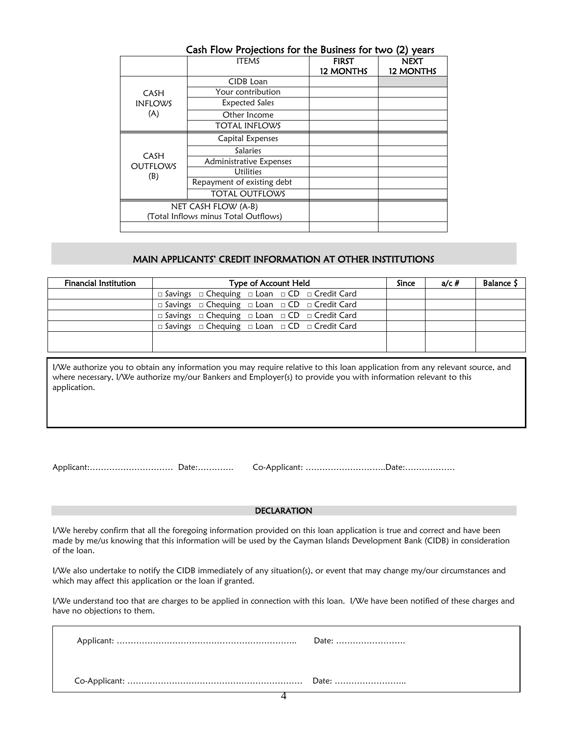## Cash Flow Projections for the Business for two (2) years

| | ITEMS | FIRST 12 MONTHS | NEXT 12 MONTHS |
|---|---|---|---|
| CASH INFLOWS (A) | CIDB Loan | | |
| | Your contribution | | |
| | Expected Sales | | |
| | Other Income | | |
| | TOTAL INFLOWS | | |
| CASH OUTFLOWS (B) | Capital Expenses | | |
| | Salaries | | |
| | Administrative Expenses | | |
| | Utilities | | |
| | Repayment of existing debt | | |
| | TOTAL OUTFLOWS | | |
| NET CASH FLOW (A-B) (Total Inflows minus Total Outflows) | | | |
| | | | |

## MAIN APPLICANTS' CREDIT INFORMATION AT OTHER INSTITUTIONS

| Financial Institution | Type of Account Held | Since | a/c # | Balance $ |
|---|---|---|---|---|
| | □ Savings □ Chequing □ Loan □ CD □ Credit Card | | | |
| | □ Savings □ Chequing □ Loan □ CD □ Credit Card | | | |
| | □ Savings □ Chequing □ Loan □ CD □ Credit Card | | | |
| | □ Savings □ Chequing □ Loan □ CD □ Credit Card | | | |
| | | | | |

I/We authorize you to obtain any information you may require relative to this loan application from any relevant source, and where necessary, I/We authorize my/our Bankers and Employer(s) to provide you with information relevant to this application.

Applicant:………………………… Date:…………. Co-Applicant: ………………………..Date:………………

## DECLARATION

I/We hereby confirm that all the foregoing information provided on this loan application is true and correct and have been made by me/us knowing that this information will be used by the Cayman Islands Development Bank (CIDB) in consideration of the loan.

I/We also undertake to notify the CIDB immediately of any situation(s), or event that may change my/our circumstances and which may affect this application or the loan if granted.

I/We understand too that are charges to be applied in connection with this loan. I/We have been notified of these charges and have no objections to them.

Applicant: ……………………………………………………….. Date: …………………….

Co-Applicant: ……………………………………………………… Date: ……………………..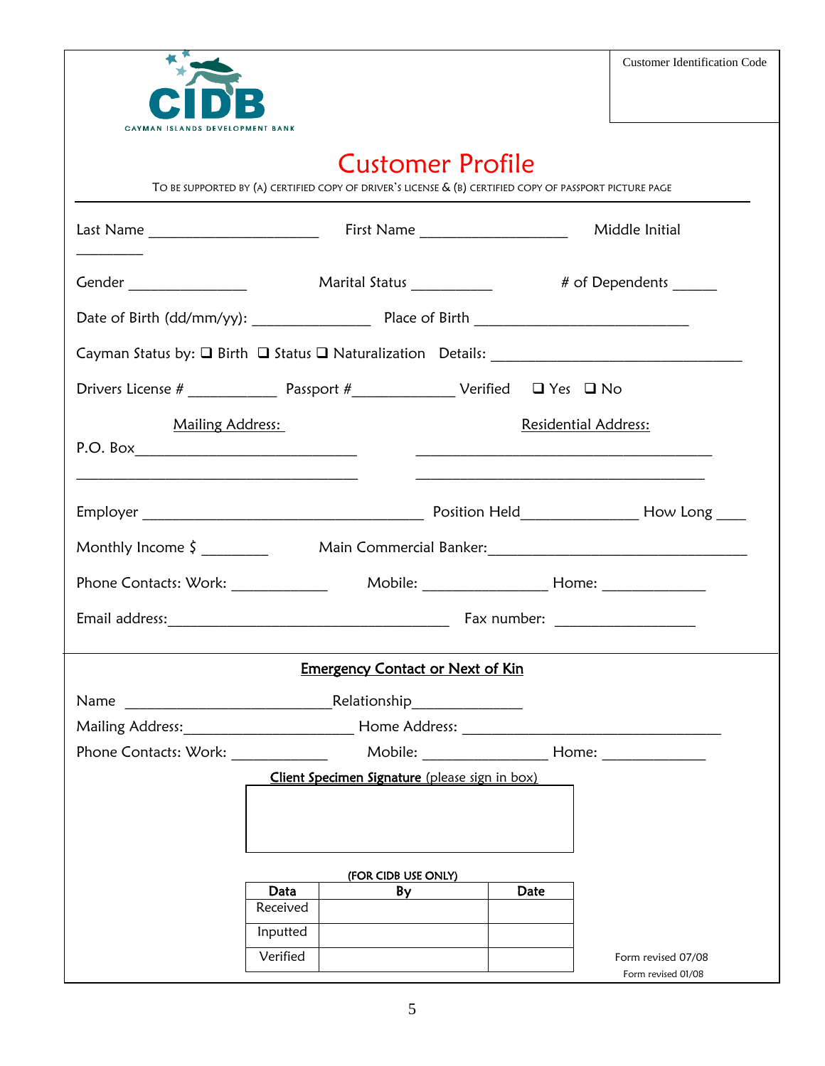CAYMAN ISLANDS DEVELOPMENT BANK

Customer Identification Code

# Customer Profile

TO BE SUPPORTED BY (A) CERTIFIED COPY OF DRIVER'S LICENSE & (B) CERTIFIED COPY OF PASSPORT PICTURE PAGE

Last Name ______________________ First Name ___________________ Middle Initial _________

Gender _______________ Marital Status __________ # of Dependents ______

Date of Birth (dd/mm/yy): _______________ Place of Birth ____________________________

Cayman Status by: ❑ Birth ❑ Status ❑ Naturalization Details: _________________________________

Drivers License # ___________ Passport #_____________ Verified ❑ Yes ❑ No

Mailing Address:

P.O. Box_____________________________

_____________________________________

Residential Address:

_______________________________________

______________________________________

Employer ____________________________________ Position Held_______________ How Long ____

Monthly Income $ ________ Main Commercial Banker:_________________________________

Phone Contacts: Work: ____________ Mobile: _______________ Home: _____________

Email address:____________________________________ Fax number: __________________

## Emergency Contact or Next of Kin

Name ___________________________Relationship_____________

Mailing Address:______________________ Home Address: __________________________________

Phone Contacts: Work: ____________ Mobile: _______________ Home: _____________

**Client Specimen Signature** (please sign in box)

(FOR CIDB USE ONLY)

| Data | By | Date |
|---|---|---|
| Received | | |
| Inputted | | |
| Verified | | |

Form revised 07/08

Form revised 01/08